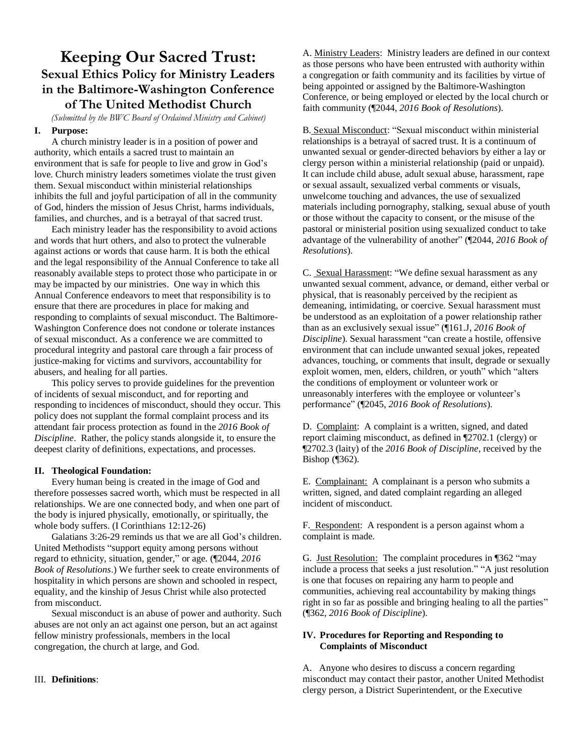# Keeping Our Sacred Trust:
## Sexual Ethics Policy for Ministry Leaders in the Baltimore-Washington Conference of The United Methodist Church

*(Submitted by the BWC Board of Ordained Ministry and Cabinet)*

### I. Purpose:

A church ministry leader is in a position of power and authority, which entails a sacred trust to maintain an environment that is safe for people to live and grow in God's love. Church ministry leaders sometimes violate the trust given them. Sexual misconduct within ministerial relationships inhibits the full and joyful participation of all in the community of God, hinders the mission of Jesus Christ, harms individuals, families, and churches, and is a betrayal of that sacred trust.

Each ministry leader has the responsibility to avoid actions and words that hurt others, and also to protect the vulnerable against actions or words that cause harm. It is both the ethical and the legal responsibility of the Annual Conference to take all reasonably available steps to protect those who participate in or may be impacted by our ministries. One way in which this Annual Conference endeavors to meet that responsibility is to ensure that there are procedures in place for making and responding to complaints of sexual misconduct. The Baltimore-Washington Conference does not condone or tolerate instances of sexual misconduct. As a conference we are committed to procedural integrity and pastoral care through a fair process of justice-making for victims and survivors, accountability for abusers, and healing for all parties.

This policy serves to provide guidelines for the prevention of incidents of sexual misconduct, and for reporting and responding to incidences of misconduct, should they occur. This policy does not supplant the formal complaint process and its attendant fair process protection as found in the *2016 Book of Discipline*. Rather, the policy stands alongside it, to ensure the deepest clarity of definitions, expectations, and processes.

### II. Theological Foundation:

Every human being is created in the image of God and therefore possesses sacred worth, which must be respected in all relationships. We are one connected body, and when one part of the body is injured physically, emotionally, or spiritually, the whole body suffers. (I Corinthians 12:12-26)

Galatians 3:26-29 reminds us that we are all God's children. United Methodists "support equity among persons without regard to ethnicity, situation, gender," or age. (¶2044, *2016 Book of Resolutions*.) We further seek to create environments of hospitality in which persons are shown and schooled in respect, equality, and the kinship of Jesus Christ while also protected from misconduct.

Sexual misconduct is an abuse of power and authority. Such abuses are not only an act against one person, but an act against fellow ministry professionals, members in the local congregation, the church at large, and God.

### III. Definitions:

A. <u>Ministry Leaders</u>: Ministry leaders are defined in our context as those persons who have been entrusted with authority within a congregation or faith community and its facilities by virtue of being appointed or assigned by the Baltimore-Washington Conference, or being employed or elected by the local church or faith community (¶2044, *2016 Book of Resolutions*).

B. <u>Sexual Misconduct</u>: "Sexual misconduct within ministerial relationships is a betrayal of sacred trust. It is a continuum of unwanted sexual or gender-directed behaviors by either a lay or clergy person within a ministerial relationship (paid or unpaid). It can include child abuse, adult sexual abuse, harassment, rape or sexual assault, sexualized verbal comments or visuals, unwelcome touching and advances, the use of sexualized materials including pornography, stalking, sexual abuse of youth or those without the capacity to consent, or the misuse of the pastoral or ministerial position using sexualized conduct to take advantage of the vulnerability of another" (¶2044, *2016 Book of Resolutions*).

C. <u>Sexual Harassment</u>: "We define sexual harassment as any unwanted sexual comment, advance, or demand, either verbal or physical, that is reasonably perceived by the recipient as demeaning, intimidating, or coercive. Sexual harassment must be understood as an exploitation of a power relationship rather than as an exclusively sexual issue" (¶161.J, *2016 Book of Discipline*). Sexual harassment "can create a hostile, offensive environment that can include unwanted sexual jokes, repeated advances, touching, or comments that insult, degrade or sexually exploit women, men, elders, children, or youth" which "alters the conditions of employment or volunteer work or unreasonably interferes with the employee or volunteer's performance" (¶2045, *2016 Book of Resolutions*).

D. <u>Complaint</u>: A complaint is a written, signed, and dated report claiming misconduct, as defined in ¶2702.1 (clergy) or ¶2702.3 (laity) of the *2016 Book of Discipline*, received by the Bishop (¶362).

E. <u>Complainant:</u> A complainant is a person who submits a written, signed, and dated complaint regarding an alleged incident of misconduct.

F. <u>Respondent</u>: A respondent is a person against whom a complaint is made.

G. <u>Just Resolution:</u> The complaint procedures in ¶362 "may include a process that seeks a just resolution." "A just resolution is one that focuses on repairing any harm to people and communities, achieving real accountability by making things right in so far as possible and bringing healing to all the parties" (¶362, *2016 Book of Discipline*).

### IV. Procedures for Reporting and Responding to Complaints of Misconduct

A. Anyone who desires to discuss a concern regarding misconduct may contact their pastor, another United Methodist clergy person, a District Superintendent, or the Executive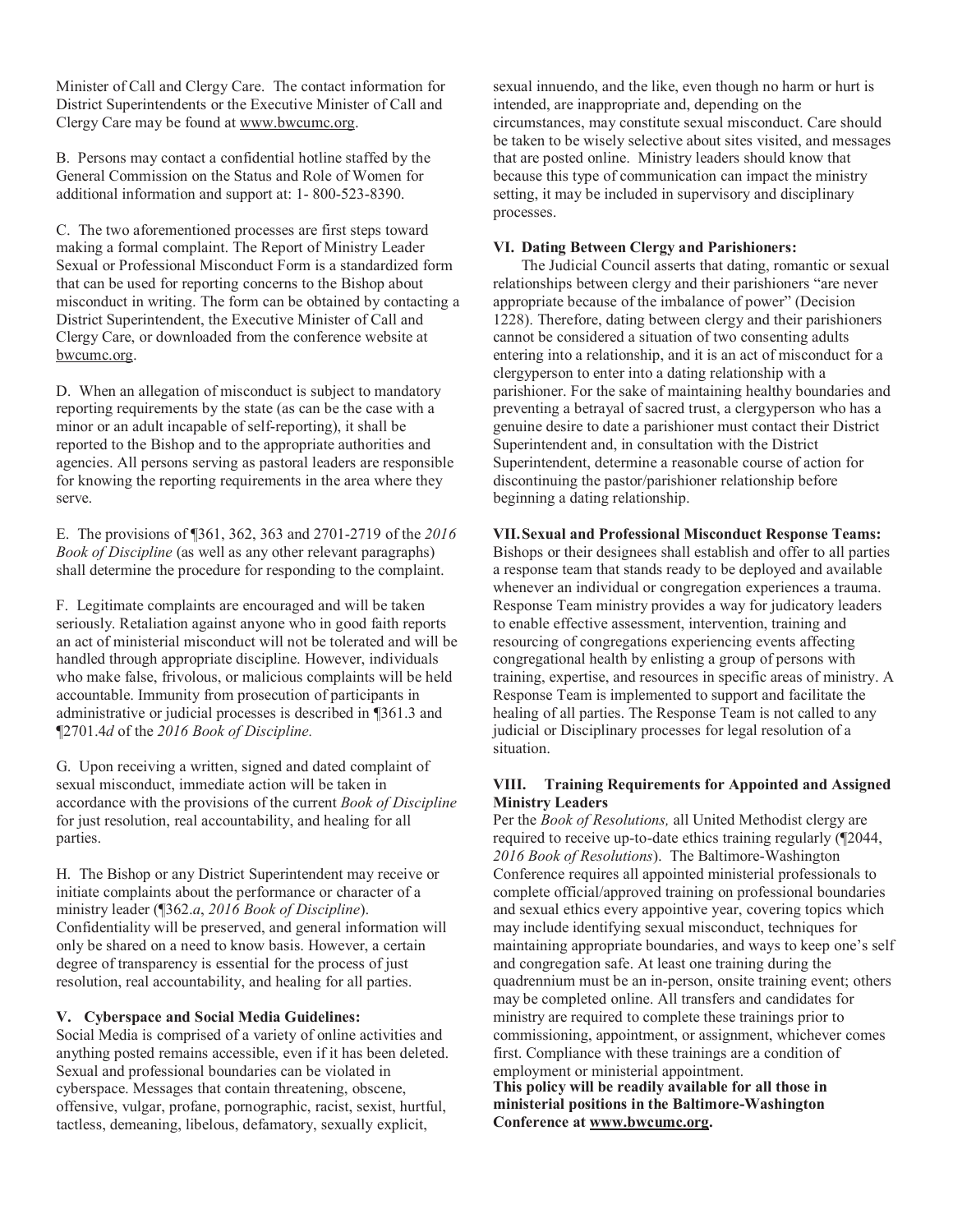Minister of Call and Clergy Care. The contact information for District Superintendents or the Executive Minister of Call and Clergy Care may be found at www.bwcumc.org.

B. Persons may contact a confidential hotline staffed by the General Commission on the Status and Role of Women for additional information and support at: 1- 800-523-8390.

C. The two aforementioned processes are first steps toward making a formal complaint. The Report of Ministry Leader Sexual or Professional Misconduct Form is a standardized form that can be used for reporting concerns to the Bishop about misconduct in writing. The form can be obtained by contacting a District Superintendent, the Executive Minister of Call and Clergy Care, or downloaded from the conference website at bwcumc.org.

D. When an allegation of misconduct is subject to mandatory reporting requirements by the state (as can be the case with a minor or an adult incapable of self-reporting), it shall be reported to the Bishop and to the appropriate authorities and agencies. All persons serving as pastoral leaders are responsible for knowing the reporting requirements in the area where they serve.

E. The provisions of ¶361, 362, 363 and 2701-2719 of the *2016 Book of Discipline* (as well as any other relevant paragraphs) shall determine the procedure for responding to the complaint.

F. Legitimate complaints are encouraged and will be taken seriously. Retaliation against anyone who in good faith reports an act of ministerial misconduct will not be tolerated and will be handled through appropriate discipline. However, individuals who make false, frivolous, or malicious complaints will be held accountable. Immunity from prosecution of participants in administrative or judicial processes is described in ¶361.3 and ¶2701.4*d* of the *2016 Book of Discipline.*

G. Upon receiving a written, signed and dated complaint of sexual misconduct, immediate action will be taken in accordance with the provisions of the current *Book of Discipline* for just resolution, real accountability, and healing for all parties.

H. The Bishop or any District Superintendent may receive or initiate complaints about the performance or character of a ministry leader (¶362.*a*, *2016 Book of Discipline*). Confidentiality will be preserved, and general information will only be shared on a need to know basis. However, a certain degree of transparency is essential for the process of just resolution, real accountability, and healing for all parties.

## V. Cyberspace and Social Media Guidelines:

Social Media is comprised of a variety of online activities and anything posted remains accessible, even if it has been deleted. Sexual and professional boundaries can be violated in cyberspace. Messages that contain threatening, obscene, offensive, vulgar, profane, pornographic, racist, sexist, hurtful, tactless, demeaning, libelous, defamatory, sexually explicit, sexual innuendo, and the like, even though no harm or hurt is intended, are inappropriate and, depending on the circumstances, may constitute sexual misconduct. Care should be taken to be wisely selective about sites visited, and messages that are posted online. Ministry leaders should know that because this type of communication can impact the ministry setting, it may be included in supervisory and disciplinary processes.

## VI. Dating Between Clergy and Parishioners:

The Judicial Council asserts that dating, romantic or sexual relationships between clergy and their parishioners "are never appropriate because of the imbalance of power" (Decision 1228). Therefore, dating between clergy and their parishioners cannot be considered a situation of two consenting adults entering into a relationship, and it is an act of misconduct for a clergyperson to enter into a dating relationship with a parishioner. For the sake of maintaining healthy boundaries and preventing a betrayal of sacred trust, a clergyperson who has a genuine desire to date a parishioner must contact their District Superintendent and, in consultation with the District Superintendent, determine a reasonable course of action for discontinuing the pastor/parishioner relationship before beginning a dating relationship.

## VII. Sexual and Professional Misconduct Response Teams:

Bishops or their designees shall establish and offer to all parties a response team that stands ready to be deployed and available whenever an individual or congregation experiences a trauma. Response Team ministry provides a way for judicatory leaders to enable effective assessment, intervention, training and resourcing of congregations experiencing events affecting congregational health by enlisting a group of persons with training, expertise, and resources in specific areas of ministry. A Response Team is implemented to support and facilitate the healing of all parties. The Response Team is not called to any judicial or Disciplinary processes for legal resolution of a situation.

## VIII. Training Requirements for Appointed and Assigned Ministry Leaders

Per the *Book of Resolutions,* all United Methodist clergy are required to receive up-to-date ethics training regularly (¶2044, *2016 Book of Resolutions*). The Baltimore-Washington Conference requires all appointed ministerial professionals to complete official/approved training on professional boundaries and sexual ethics every appointive year, covering topics which may include identifying sexual misconduct, techniques for maintaining appropriate boundaries, and ways to keep one's self and congregation safe. At least one training during the quadrennium must be an in-person, onsite training event; others may be completed online. All transfers and candidates for ministry are required to complete these trainings prior to commissioning, appointment, or assignment, whichever comes first. Compliance with these trainings are a condition of employment or ministerial appointment.

**This policy will be readily available for all those in ministerial positions in the Baltimore-Washington Conference at www.bwcumc.org.**